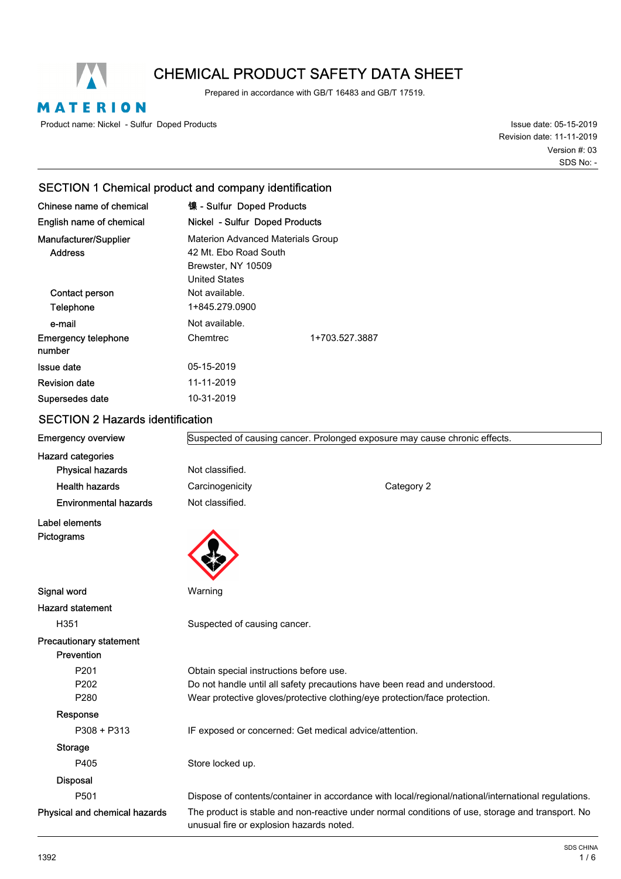# CHEMICAL PRODUCT SAFETY DATA SHEET

Prepared in accordance with GB/T 16483 and GB/T 17519.

Product name: Nickel - Sulfur Doped Products

Issue date: 05-15-2019
Revision date: 11-11-2019
Version #: 03
SDS No: -

## SECTION 1 Chemical product and company identification

| | |
|---|---|
| Chinese name of chemical | 镍 - Sulfur Doped Products |
| English name of chemical | Nickel - Sulfur Doped Products |
| Manufacturer/Supplier | Materion Advanced Materials Group |
| Address | 42 Mt. Ebo Road South<br>Brewster, NY 10509<br>United States |
| Contact person | Not available. |
| Telephone | 1+845.279.0900 |
| e-mail | Not available. |
| Emergency telephone number | Chemtrec 1+703.527.3887 |
| Issue date | 05-15-2019 |
| Revision date | 11-11-2019 |
| Supersedes date | 10-31-2019 |

## SECTION 2 Hazards identification

**Emergency overview**: Suspected of causing cancer. Prolonged exposure may cause chronic effects.

**Hazard categories**

| | | |
|---|---|---|
| Physical hazards | Not classified. | |
| Health hazards | Carcinogenicity | Category 2 |
| Environmental hazards | Not classified. | |

**Label elements**

**Pictograms**

**Signal word**: Warning

**Hazard statement**

H351 Suspected of causing cancer.

**Precautionary statement**

**Prevention**

- P201 Obtain special instructions before use.
- P202 Do not handle until all safety precautions have been read and understood.
- P280 Wear protective gloves/protective clothing/eye protection/face protection.

**Response**

- P308 + P313 IF exposed or concerned: Get medical advice/attention.

**Storage**

- P405 Store locked up.

**Disposal**

- P501 Dispose of contents/container in accordance with local/regional/national/international regulations.

**Physical and chemical hazards**: The product is stable and non-reactive under normal conditions of use, storage and transport. No unusual fire or explosion hazards noted.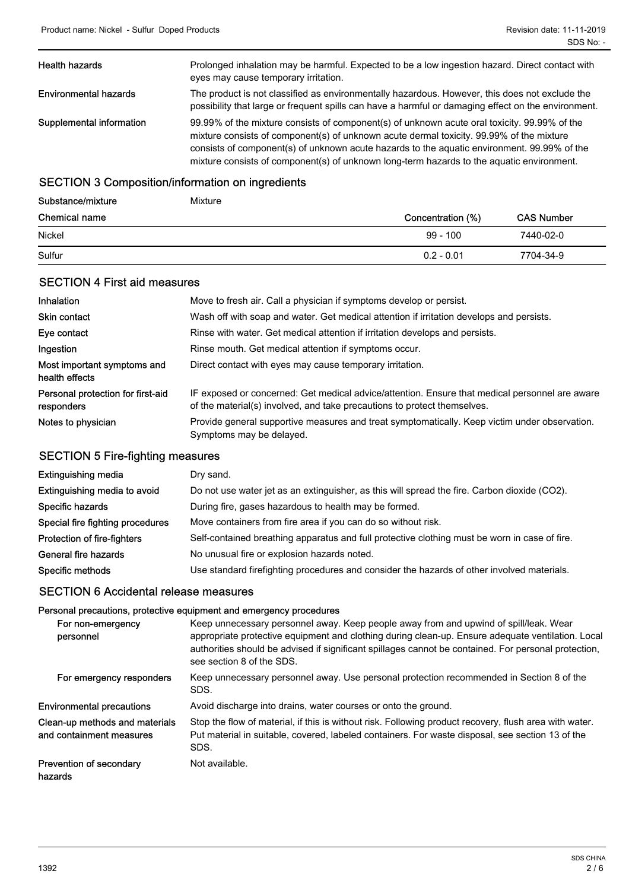| | |
|---|---|
| **Health hazards** | Prolonged inhalation may be harmful. Expected to be a low ingestion hazard. Direct contact with eyes may cause temporary irritation. |
| **Environmental hazards** | The product is not classified as environmentally hazardous. However, this does not exclude the possibility that large or frequent spills can have a harmful or damaging effect on the environment. |
| **Supplemental information** | 99.99% of the mixture consists of component(s) of unknown acute oral toxicity. 99.99% of the mixture consists of component(s) of unknown acute dermal toxicity. 99.99% of the mixture consists of component(s) of unknown acute hazards to the aquatic environment. 99.99% of the mixture consists of component(s) of unknown long-term hazards to the aquatic environment. |

## SECTION 3 Composition/information on ingredients

**Substance/mixture** Mixture

| Chemical name | Concentration (%) | CAS Number |
|---|---|---|
| Nickel | 99 - 100 | 7440-02-0 |
| Sulfur | 0.2 - 0.01 | 7704-34-9 |

## SECTION 4 First aid measures

| | |
|---|---|
| **Inhalation** | Move to fresh air. Call a physician if symptoms develop or persist. |
| **Skin contact** | Wash off with soap and water. Get medical attention if irritation develops and persists. |
| **Eye contact** | Rinse with water. Get medical attention if irritation develops and persists. |
| **Ingestion** | Rinse mouth. Get medical attention if symptoms occur. |
| **Most important symptoms and health effects** | Direct contact with eyes may cause temporary irritation. |
| **Personal protection for first-aid responders** | IF exposed or concerned: Get medical advice/attention. Ensure that medical personnel are aware of the material(s) involved, and take precautions to protect themselves. |
| **Notes to physician** | Provide general supportive measures and treat symptomatically. Keep victim under observation. Symptoms may be delayed. |

## SECTION 5 Fire-fighting measures

| | |
|---|---|
| **Extinguishing media** | Dry sand. |
| **Extinguishing media to avoid** | Do not use water jet as an extinguisher, as this will spread the fire. Carbon dioxide ($CO_2$). |
| **Specific hazards** | During fire, gases hazardous to health may be formed. |
| **Special fire fighting procedures** | Move containers from fire area if you can do so without risk. |
| **Protection of fire-fighters** | Self-contained breathing apparatus and full protective clothing must be worn in case of fire. |
| **General fire hazards** | No unusual fire or explosion hazards noted. |
| **Specific methods** | Use standard firefighting procedures and consider the hazards of other involved materials. |

## SECTION 6 Accidental release measures

**Personal precautions, protective equipment and emergency procedures**

| | |
|---|---|
| **For non-emergency personnel** | Keep unnecessary personnel away. Keep people away from and upwind of spill/leak. Wear appropriate protective equipment and clothing during clean-up. Ensure adequate ventilation. Local authorities should be advised if significant spillages cannot be contained. For personal protection, see section 8 of the SDS. |
| **For emergency responders** | Keep unnecessary personnel away. Use personal protection recommended in Section 8 of the SDS. |
| **Environmental precautions** | Avoid discharge into drains, water courses or onto the ground. |
| **Clean-up methods and materials and containment measures** | Stop the flow of material, if this is without risk. Following product recovery, flush area with water. Put material in suitable, covered, labeled containers. For waste disposal, see section 13 of the SDS. |
| **Prevention of secondary hazards** | Not available. |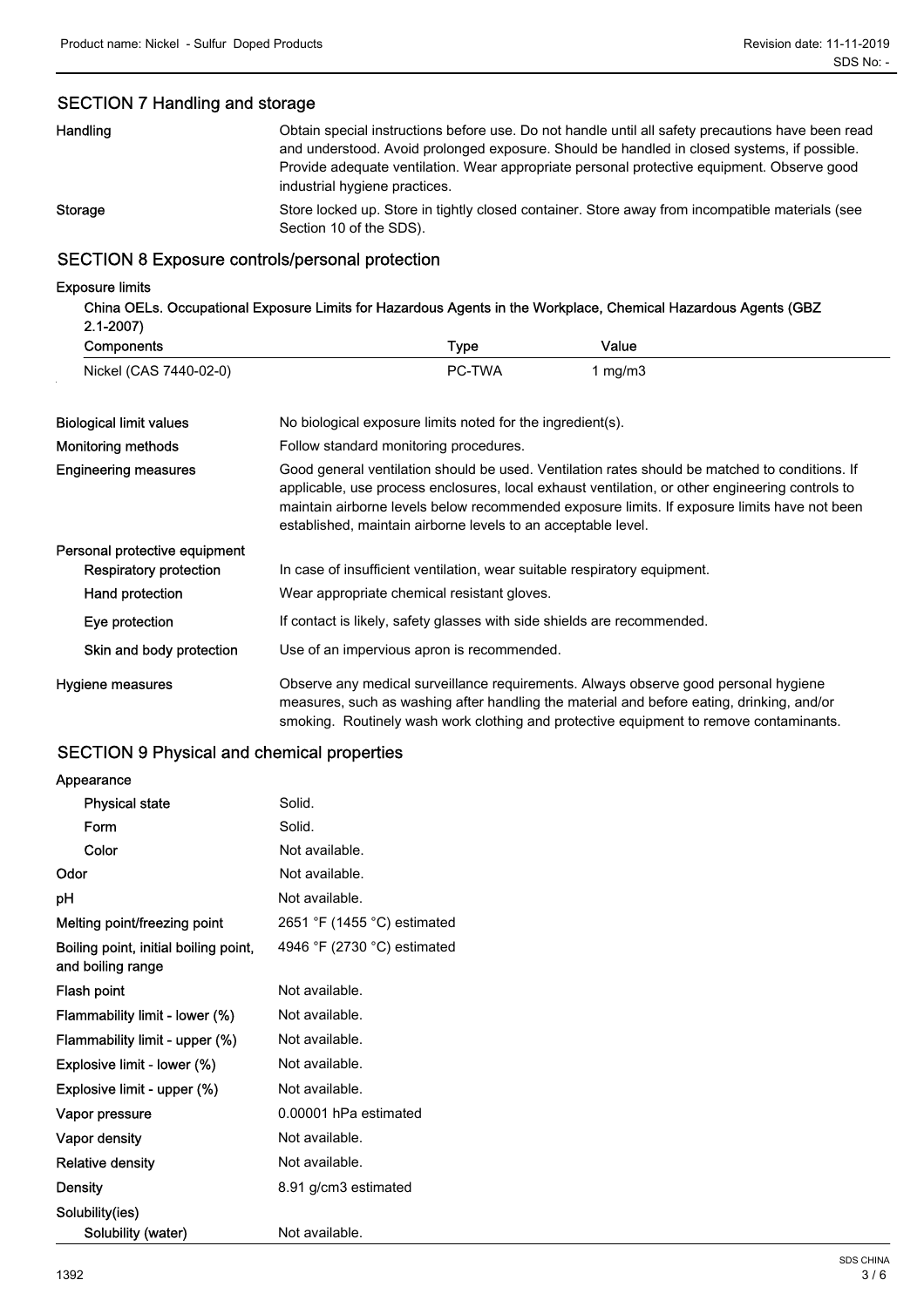## SECTION 7 Handling and storage

| | |
|---|---|
| **Handling** | Obtain special instructions before use. Do not handle until all safety precautions have been read and understood. Avoid prolonged exposure. Should be handled in closed systems, if possible. Provide adequate ventilation. Wear appropriate personal protective equipment. Observe good industrial hygiene practices. |
| **Storage** | Store locked up. Store in tightly closed container. Store away from incompatible materials (see Section 10 of the SDS). |

## SECTION 8 Exposure controls/personal protection

**Exposure limits**

**China OELs. Occupational Exposure Limits for Hazardous Agents in the Workplace, Chemical Hazardous Agents (GBZ 2.1-2007)**

| Components | Type | Value |
|---|---|---|
| Nickel (CAS 7440-02-0) | PC-TWA | 1 mg/m3 |

| | |
|---|---|
| **Biological limit values** | No biological exposure limits noted for the ingredient(s). |
| **Monitoring methods** | Follow standard monitoring procedures. |
| **Engineering measures** | Good general ventilation should be used. Ventilation rates should be matched to conditions. If applicable, use process enclosures, local exhaust ventilation, or other engineering controls to maintain airborne levels below recommended exposure limits. If exposure limits have not been established, maintain airborne levels to an acceptable level. |
| **Personal protective equipment** | |
| **Respiratory protection** | In case of insufficient ventilation, wear suitable respiratory equipment. |
| **Hand protection** | Wear appropriate chemical resistant gloves. |
| **Eye protection** | If contact is likely, safety glasses with side shields are recommended. |
| **Skin and body protection** | Use of an impervious apron is recommended. |
| **Hygiene measures** | Observe any medical surveillance requirements. Always observe good personal hygiene measures, such as washing after handling the material and before eating, drinking, and/or smoking. Routinely wash work clothing and protective equipment to remove contaminants. |

## SECTION 9 Physical and chemical properties

| | |
|---|---|
| **Appearance** | |
| **Physical state** | Solid. |
| **Form** | Solid. |
| **Color** | Not available. |
| **Odor** | Not available. |
| **pH** | Not available. |
| **Melting point/freezing point** | 2651 °F (1455 °C) estimated |
| **Boiling point, initial boiling point, and boiling range** | 4946 °F (2730 °C) estimated |
| **Flash point** | Not available. |
| **Flammability limit - lower (%)** | Not available. |
| **Flammability limit - upper (%)** | Not available. |
| **Explosive limit - lower (%)** | Not available. |
| **Explosive limit - upper (%)** | Not available. |
| **Vapor pressure** | 0.00001 hPa estimated |
| **Vapor density** | Not available. |
| **Relative density** | Not available. |
| **Density** | 8.91 g/cm3 estimated |
| **Solubility(ies)** | |
| **Solubility (water)** | Not available. |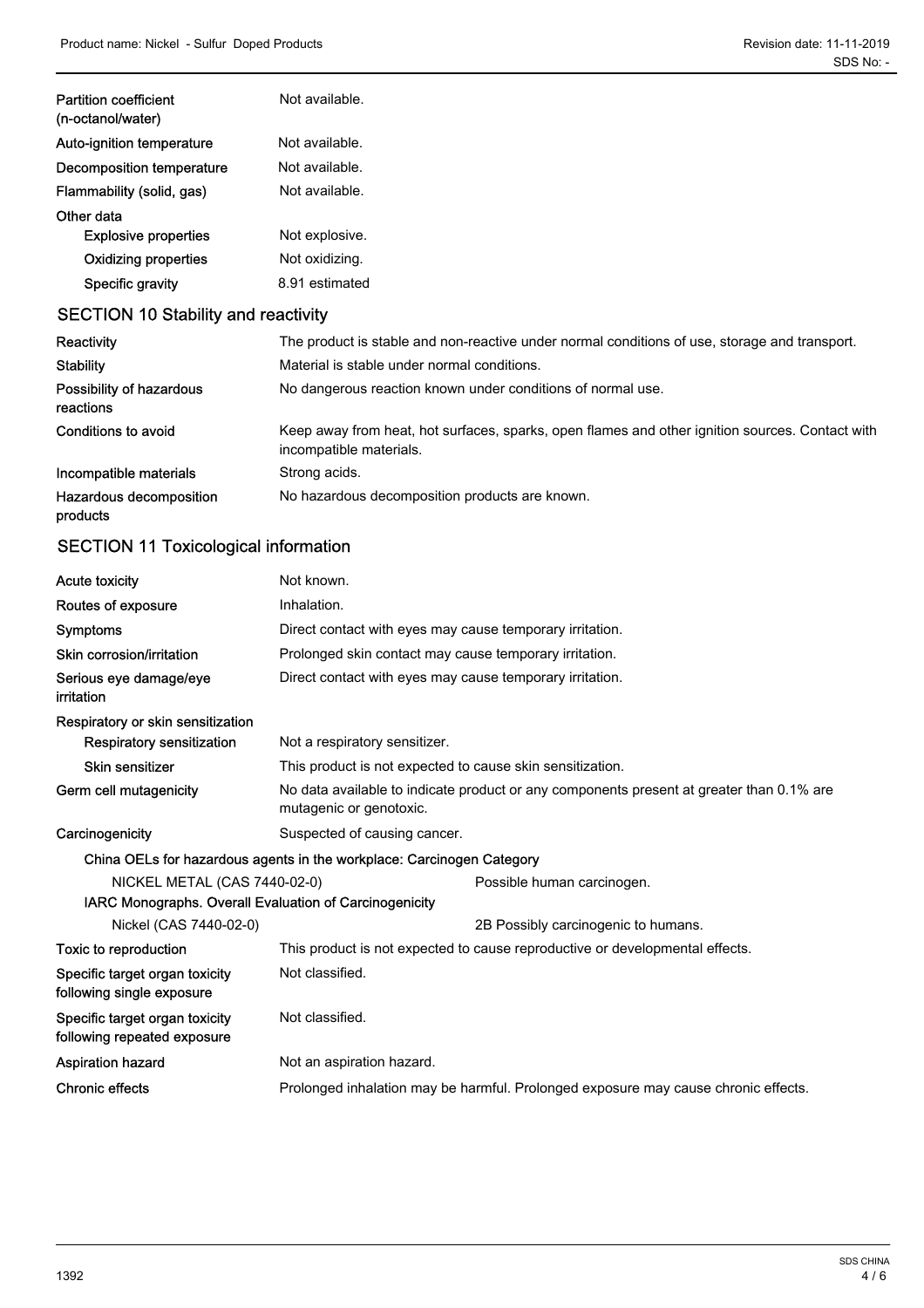| | |
|---|---|
| Partition coefficient (n-octanol/water) | Not available. |
| Auto-ignition temperature | Not available. |
| Decomposition temperature | Not available. |
| Flammability (solid, gas) | Not available. |
| **Other data** | |
| Explosive properties | Not explosive. |
| Oxidizing properties | Not oxidizing. |
| Specific gravity | 8.91 estimated |

## SECTION 10 Stability and reactivity

| | |
|---|---|
| Reactivity | The product is stable and non-reactive under normal conditions of use, storage and transport. |
| Stability | Material is stable under normal conditions. |
| Possibility of hazardous reactions | No dangerous reaction known under conditions of normal use. |
| Conditions to avoid | Keep away from heat, hot surfaces, sparks, open flames and other ignition sources. Contact with incompatible materials. |
| Incompatible materials | Strong acids. |
| Hazardous decomposition products | No hazardous decomposition products are known. |

## SECTION 11 Toxicological information

| | |
|---|---|
| Acute toxicity | Not known. |
| Routes of exposure | Inhalation. |
| Symptoms | Direct contact with eyes may cause temporary irritation. |
| Skin corrosion/irritation | Prolonged skin contact may cause temporary irritation. |
| Serious eye damage/eye irritation | Direct contact with eyes may cause temporary irritation. |
| **Respiratory or skin sensitization** | |
| Respiratory sensitization | Not a respiratory sensitizer. |
| Skin sensitizer | This product is not expected to cause skin sensitization. |
| Germ cell mutagenicity | No data available to indicate product or any components present at greater than 0.1% are mutagenic or genotoxic. |
| Carcinogenicity | Suspected of causing cancer. |

**China OELs for hazardous agents in the workplace: Carcinogen Category**

| | |
|---|---|
| NICKEL METAL (CAS 7440-02-0) | Possible human carcinogen. |

**IARC Monographs. Overall Evaluation of Carcinogenicity**

| | |
|---|---|
| Nickel (CAS 7440-02-0) | 2B Possibly carcinogenic to humans. |

| | |
|---|---|
| Toxic to reproduction | This product is not expected to cause reproductive or developmental effects. |
| Specific target organ toxicity following single exposure | Not classified. |
| Specific target organ toxicity following repeated exposure | Not classified. |
| Aspiration hazard | Not an aspiration hazard. |
| Chronic effects | Prolonged inhalation may be harmful. Prolonged exposure may cause chronic effects. |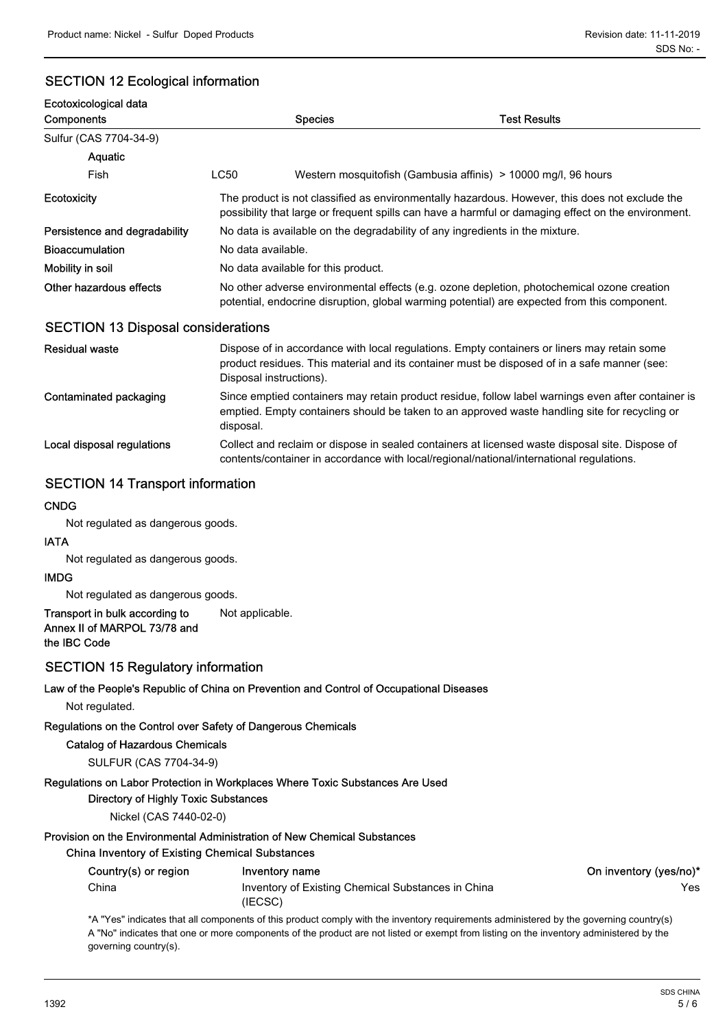## SECTION 12 Ecological information

**Ecotoxicological data**

| Components | | Species | Test Results |
|---|---|---|---|
| Sulfur (CAS 7704-34-9) | | | |
| **Aquatic** | | | |
| Fish | LC50 | Western mosquitofish (Gambusia affinis) | > 10000 mg/l, 96 hours |

**Ecotoxicity**
The product is not classified as environmentally hazardous. However, this does not exclude the possibility that large or frequent spills can have a harmful or damaging effect on the environment.

**Persistence and degradability**
No data is available on the degradability of any ingredients in the mixture.

**Bioaccumulation**
No data available.

**Mobility in soil**
No data available for this product.

**Other hazardous effects**
No other adverse environmental effects (e.g. ozone depletion, photochemical ozone creation potential, endocrine disruption, global warming potential) are expected from this component.

## SECTION 13 Disposal considerations

**Residual waste**
Dispose of in accordance with local regulations. Empty containers or liners may retain some product residues. This material and its container must be disposed of in a safe manner (see: Disposal instructions).

**Contaminated packaging**
Since emptied containers may retain product residue, follow label warnings even after container is emptied. Empty containers should be taken to an approved waste handling site for recycling or disposal.

**Local disposal regulations**
Collect and reclaim or dispose in sealed containers at licensed waste disposal site. Dispose of contents/container in accordance with local/regional/national/international regulations.

## SECTION 14 Transport information

**CNDG**

Not regulated as dangerous goods.

**IATA**

Not regulated as dangerous goods.

**IMDG**

Not regulated as dangerous goods.

**Transport in bulk according to Annex II of MARPOL 73/78 and the IBC Code**
Not applicable.

## SECTION 15 Regulatory information

**Law of the People's Republic of China on Prevention and Control of Occupational Diseases**

Not regulated.

**Regulations on the Control over Safety of Dangerous Chemicals**

**Catalog of Hazardous Chemicals**

SULFUR (CAS 7704-34-9)

**Regulations on Labor Protection in Workplaces Where Toxic Substances Are Used**

**Directory of Highly Toxic Substances**

Nickel (CAS 7440-02-0)

**Provision on the Environmental Administration of New Chemical Substances**

**China Inventory of Existing Chemical Substances**

| Country(s) or region | Inventory name | On inventory (yes/no)* |
|---|---|---|
| China | Inventory of Existing Chemical Substances in China (IECSC) | Yes |

*A "Yes" indicates that all components of this product comply with the inventory requirements administered by the governing country(s)
A "No" indicates that one or more components of the product are not listed or exempt from listing on the inventory administered by the governing country(s).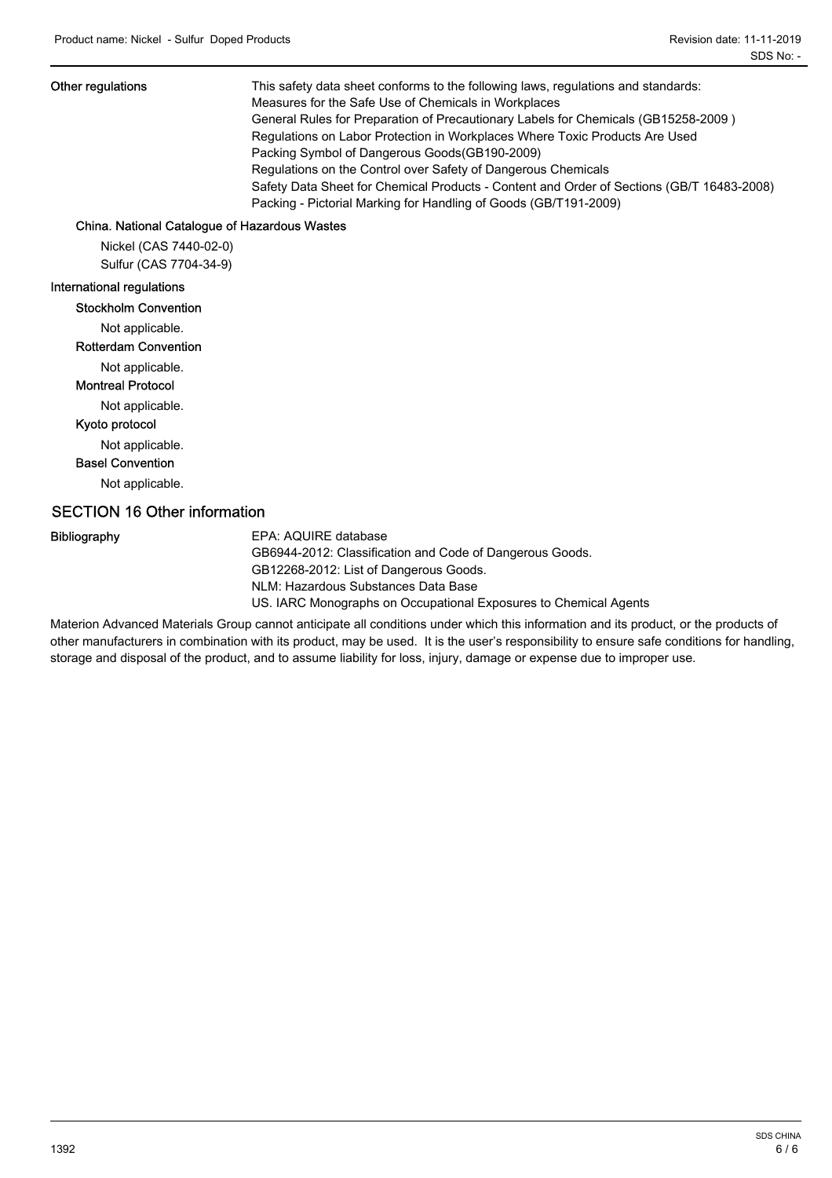**Other regulations**

This safety data sheet conforms to the following laws, regulations and standards:
Measures for the Safe Use of Chemicals in Workplaces
General Rules for Preparation of Precautionary Labels for Chemicals (GB15258-2009 )
Regulations on Labor Protection in Workplaces Where Toxic Products Are Used
Packing Symbol of Dangerous Goods(GB190-2009)
Regulations on the Control over Safety of Dangerous Chemicals
Safety Data Sheet for Chemical Products - Content and Order of Sections (GB/T 16483-2008)
Packing - Pictorial Marking for Handling of Goods (GB/T191-2009)

**China. National Catalogue of Hazardous Wastes**

Nickel (CAS 7440-02-0)
Sulfur (CAS 7704-34-9)

**International regulations**

**Stockholm Convention**

Not applicable.

**Rotterdam Convention**

Not applicable.

**Montreal Protocol**

Not applicable.

**Kyoto protocol**

Not applicable.

**Basel Convention**

Not applicable.

## SECTION 16 Other information

**Bibliography**

EPA: AQUIRE database
GB6944-2012: Classification and Code of Dangerous Goods.
GB12268-2012: List of Dangerous Goods.
NLM: Hazardous Substances Data Base
US. IARC Monographs on Occupational Exposures to Chemical Agents

Materion Advanced Materials Group cannot anticipate all conditions under which this information and its product, or the products of other manufacturers in combination with its product, may be used. It is the user's responsibility to ensure safe conditions for handling, storage and disposal of the product, and to assume liability for loss, injury, damage or expense due to improper use.